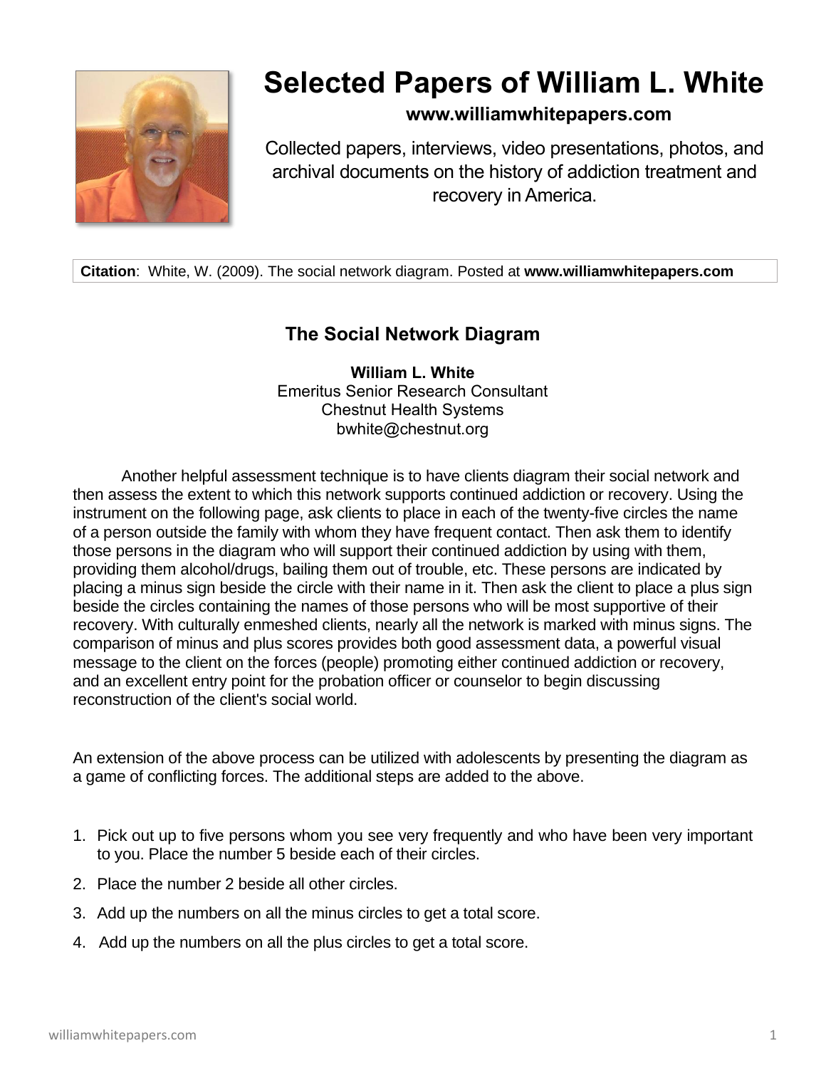# Selected Papers of William L. White

**www.williamwhitepapers.com**

Collected papers, interviews, video presentations, photos, and archival documents on the history of addiction treatment and recovery in America.

**Citation**: White, W. (2009). The social network diagram. Posted at **www.williamwhitepapers.com**

## The Social Network Diagram

**William L. White**
Emeritus Senior Research Consultant
Chestnut Health Systems
bwhite@chestnut.org

Another helpful assessment technique is to have clients diagram their social network and then assess the extent to which this network supports continued addiction or recovery. Using the instrument on the following page, ask clients to place in each of the twenty-five circles the name of a person outside the family with whom they have frequent contact. Then ask them to identify those persons in the diagram who will support their continued addiction by using with them, providing them alcohol/drugs, bailing them out of trouble, etc. These persons are indicated by placing a minus sign beside the circle with their name in it. Then ask the client to place a plus sign beside the circles containing the names of those persons who will be most supportive of their recovery. With culturally enmeshed clients, nearly all the network is marked with minus signs. The comparison of minus and plus scores provides both good assessment data, a powerful visual message to the client on the forces (people) promoting either continued addiction or recovery, and an excellent entry point for the probation officer or counselor to begin discussing reconstruction of the client's social world.

An extension of the above process can be utilized with adolescents by presenting the diagram as a game of conflicting forces. The additional steps are added to the above.

1. Pick out up to five persons whom you see very frequently and who have been very important to you. Place the number 5 beside each of their circles.
2. Place the number 2 beside all other circles.
3. Add up the numbers on all the minus circles to get a total score.
4. Add up the numbers on all the plus circles to get a total score.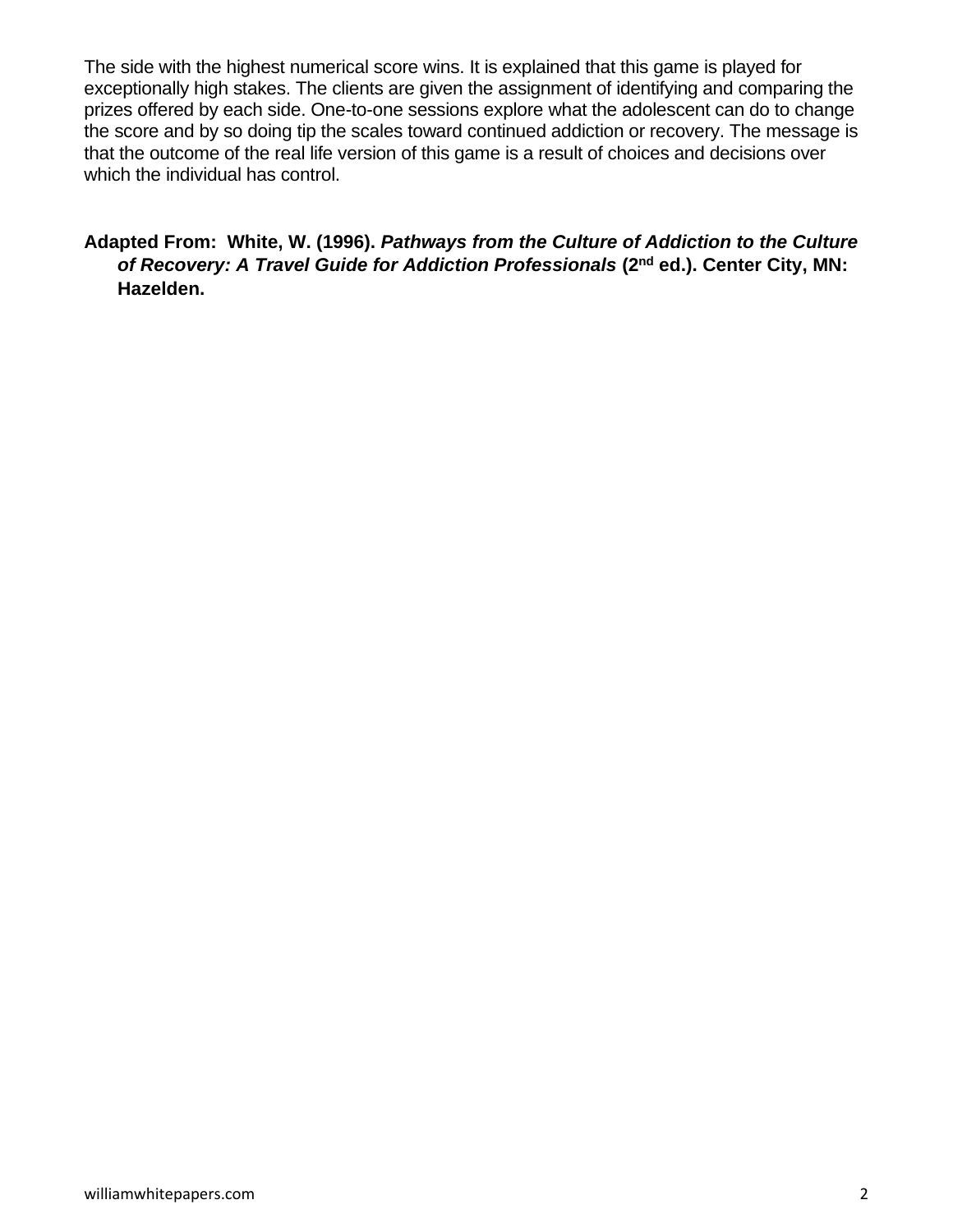The side with the highest numerical score wins. It is explained that this game is played for exceptionally high stakes. The clients are given the assignment of identifying and comparing the prizes offered by each side. One-to-one sessions explore what the adolescent can do to change the score and by so doing tip the scales toward continued addiction or recovery. The message is that the outcome of the real life version of this game is a result of choices and decisions over which the individual has control.

**Adapted From: White, W. (1996). *Pathways from the Culture of Addiction to the Culture of Recovery: A Travel Guide for Addiction Professionals* (2nd ed.). Center City, MN: Hazelden.**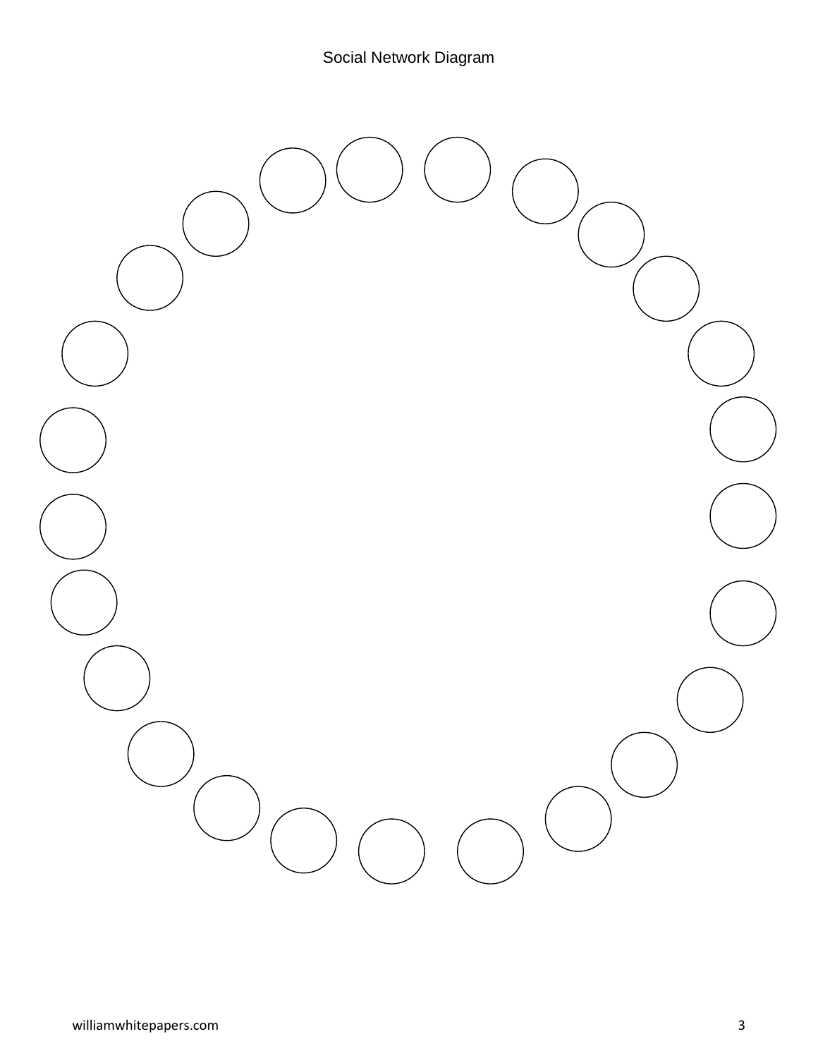Social Network Diagram